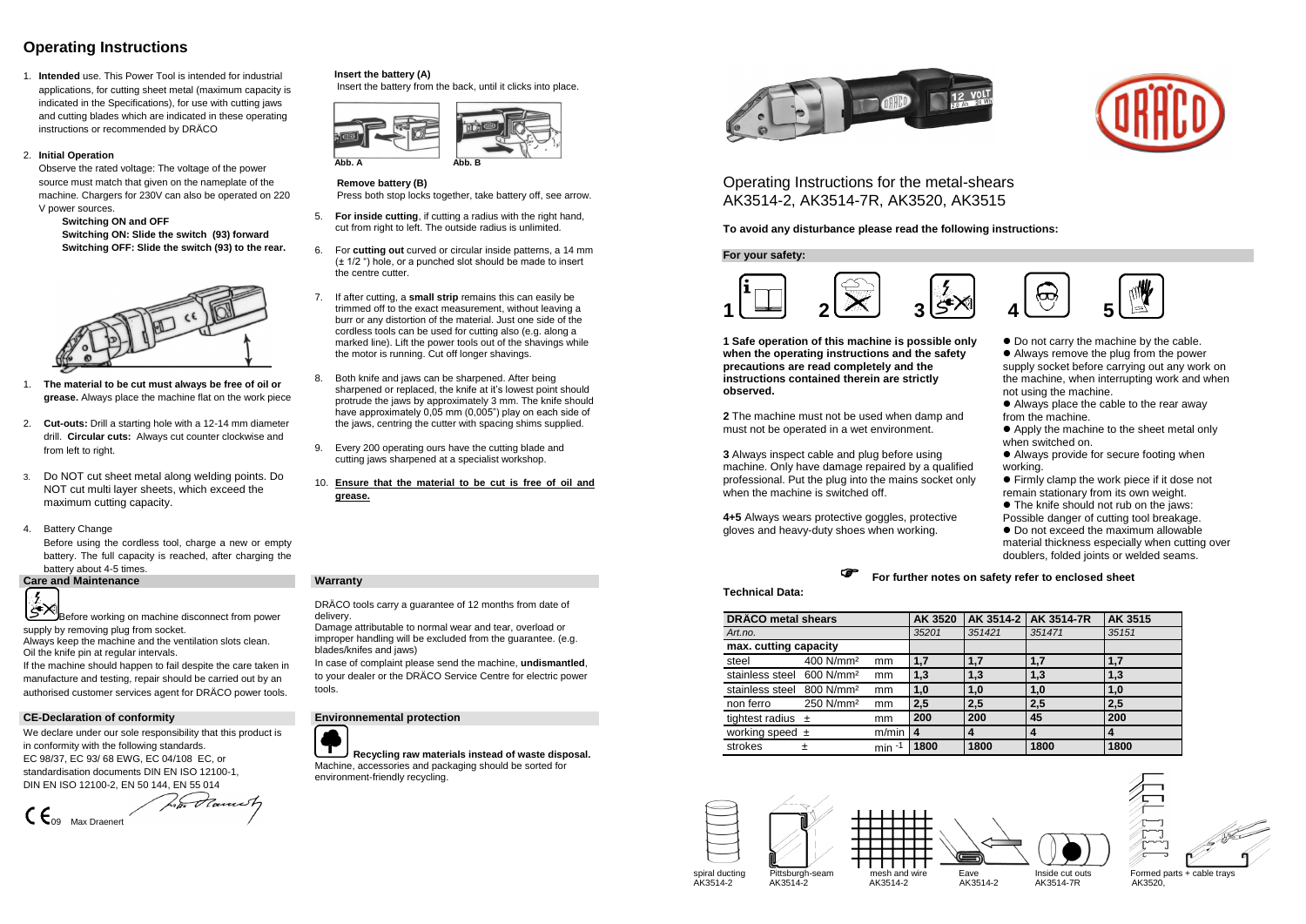## Operating Instructions

1. **Intended** use. This Power Tool is intended for industrial applications, for cutting sheet metal (maximum capacity is indicated in the Specifications), for use with cutting jaws and cutting blades which are indicated in these operating instructions or recommended by DRÄCO

2. **Initial Operation**

   Observe the rated voltage: The voltage of the power source must match that given on the nameplate of the machine. Chargers for 230V can also be operated on 220 V power sources.

   **Switching ON and OFF**
   **Switching ON: Slide the switch (93) forward**
   **Switching OFF: Slide the switch (93) to the rear.**

1. **The material to be cut must always be free of oil or grease.** Always place the machine flat on the work piece

2. **Cut-outs:** Drill a starting hole with a 12-14 mm diameter drill. **Circular cuts:** Always cut counter clockwise and from left to right.

3. Do NOT cut sheet metal along welding points. Do NOT cut multi layer sheets, which exceed the maximum cutting capacity.

4. Battery Change

   Before using the cordless tool, charge a new or empty battery. The full capacity is reached, after charging the battery about 4-5 times.

**Insert the battery (A)**
Insert the battery from the back, until it clicks into place.

Abb. A Abb. B

**Remove battery (B)**
Press both stop locks together, take battery off, see arrow.

5. **For inside cutting**, if cutting a radius with the right hand, cut from right to left. The outside radius is unlimited.

6. For **cutting out** curved or circular inside patterns, a 14 mm (± 1/2 ") hole, or a punched slot should be made to insert the centre cutter.

7. If after cutting, a **small strip** remains this can easily be trimmed off to the exact measurement, without leaving a burr or any distortion of the material. Just one side of the cordless tools can be used for cutting also (e.g. along a marked line). Lift the power tools out of the shavings while the motor is running. Cut off longer shavings.

8. Both knife and jaws can be sharpened. After being sharpened or replaced, the knife at it's lowest point should protrude the jaws by approximately 3 mm. The knife should have approximately 0,05 mm (0,005") play on each side of the jaws, centring the cutter with spacing shims supplied.

9. Every 200 operating ours have the cutting blade and cutting jaws sharpened at a specialist workshop.

10. **Ensure that the material to be cut is free of oil and grease.**

### Care and Maintenance

Before working on machine disconnect from power supply by removing plug from socket.
Always keep the machine and the ventilation slots clean.
Oil the knife pin at regular intervals.
If the machine should happen to fail despite the care taken in manufacture and testing, repair should be carried out by an authorised customer services agent for DRÄCO power tools.

### CE-Declaration of conformity

We declare under our sole responsibility that this product is in conformity with the following standards.
EC 98/37, EC 93/ 68 EWG, EC 04/108 EC, or standardisation documents DIN EN ISO 12100-1, DIN EN ISO 12100-2, EN 50 144, EN 55 014

CE 09 Max Draenert

### Warranty

DRÄCO tools carry a guarantee of 12 months from date of delivery.
Damage attributable to normal wear and tear, overload or improper handling will be excluded from the guarantee. (e.g. blades/knifes and jaws)
In case of complaint please send the machine, **undismantled**, to your dealer or the DRÄCO Service Centre for electric power tools.

### Environnemental protection

**Recycling raw materials instead of waste disposal.**
Machine, accessories and packaging should be sorted for environment-friendly recycling.

# Operating Instructions for the metal-shears AK3514-2, AK3514-7R, AK3520, AK3515

**To avoid any disturbance please read the following instructions:**

### For your safety:

1 2 3 4 5

**1 Safe operation of this machine is possible only when the operating instructions and the safety precautions are read completely and the instructions contained therein are strictly observed.**

**2** The machine must not be used when damp and must not be operated in a wet environment.

**3** Always inspect cable and plug before using machine. Only have damage repaired by a qualified professional. Put the plug into the mains socket only when the machine is switched off.

**4+5** Always wears protective goggles, protective gloves and heavy-duty shoes when working.

- Do not carry the machine by the cable.
- Always remove the plug from the power supply socket before carrying out any work on the machine, when interrupting work and when not using the machine.
- Always place the cable to the rear away from the machine.
- Apply the machine to the sheet metal only when switched on.
- Always provide for secure footing when working.
- Firmly clamp the work piece if it dose not remain stationary from its own weight.
- The knife should not rub on the jaws: Possible danger of cutting tool breakage.
- Do not exceed the maximum allowable material thickness especially when cutting over doublers, folded joints or welded seams.

**For further notes on safety refer to enclosed sheet**

**Technical Data:**

| DRÄCO metal shears | | | AK 3520 | AK 3514-2 | AK 3514-7R | AK 3515 |
|---|---|---|---|---|---|---|
| *Art.no.* | | | *35201* | *351421* | *351471* | *35151* |
| **max. cutting capacity** | | | | | | |
| steel | 400 N/mm² | mm | **1,7** | **1,7** | **1,7** | **1,7** |
| stainless steel | 600 N/mm² | mm | **1,3** | **1,3** | **1,3** | **1,3** |
| stainless steel | 800 N/mm² | mm | **1,0** | **1,0** | **1,0** | **1,0** |
| non ferro | 250 N/mm² | mm | **2,5** | **2,5** | **2,5** | **2,5** |
| tightest radius ± | | mm | **200** | **200** | **45** | **200** |
| working speed ± | | m/min | **4** | **4** | **4** | **4** |
| strokes ± | | $min^{-1}$ | **1800** | **1800** | **1800** | **1800** |

spiral ducting AK3514-2 Pittsburgh-seam AK3514-2 mesh and wire AK3514-2 Eave AK3514-2 Inside cut outs AK3514-7R Formed parts + cable trays AK3520,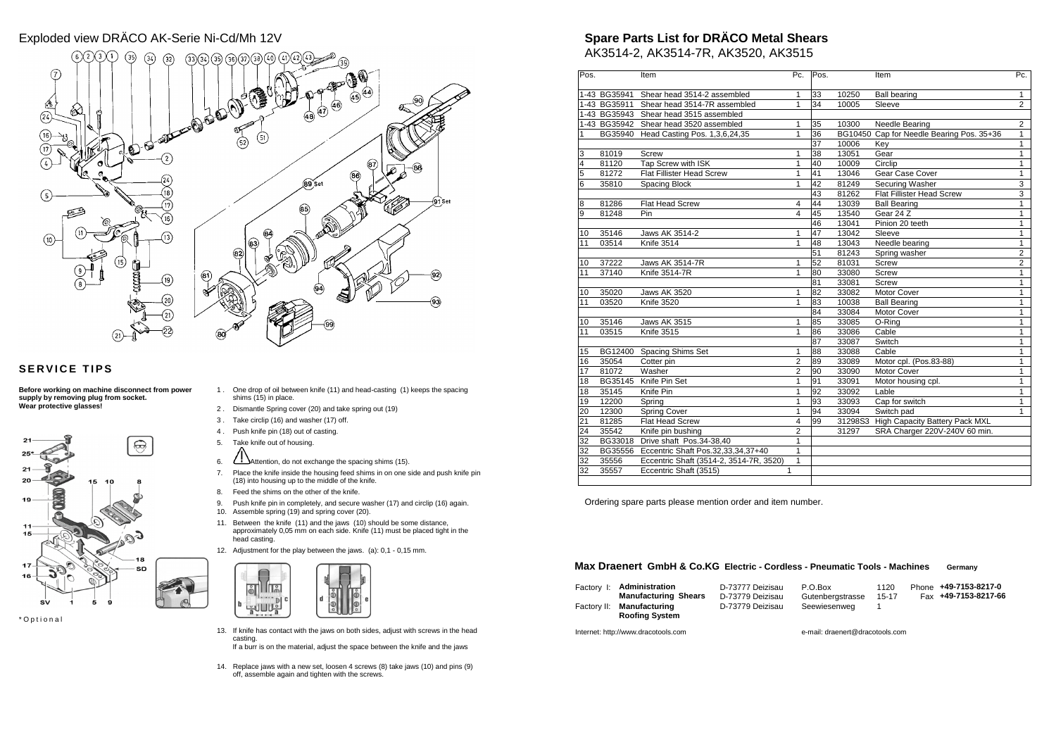# Exploded view DRÄCO AK-Serie Ni-Cd/Mh 12V

## SERVICE TIPS

**Before working on machine disconnect from power supply by removing plug from socket. Wear protective glasses!**

\* O p t i o n a l

1. One drop of oil between knife (11) and head-casting (1) keeps the spacing shims (15) in place.
2. Dismantle Spring cover (20) and take spring out (19)
3. Take circlip (16) and washer (17) off.
4. Push knife pin (18) out of casting.
5. Take knife out of housing.
6. Attention, do not exchange the spacing shims (15).
7. Place the knife inside the housing feed shims in on one side and push knife pin (18) into housing up to the middle of the knife.
8. Feed the shims on the other of the knife.
9. Push knife pin in completely, and secure washer (17) and circlip (16) again.
10. Assemble spring (19) and spring cover (20).
11. Between the knife (11) and the jaws (10) should be some distance, approximately 0,05 mm on each side. Knife (11) must be placed tight in the head casting.
12. Adjustment for the play between the jaws. (a): 0,1 - 0,15 mm.
13. If knife has contact with the jaws on both sides, adjust with screws in the head casting.
    If a burr is on the material, adjust the space between the knife and the jaws
14. Replace jaws with a new set, loosen 4 screws (8) take jaws (10) and pins (9) off, assemble again and tighten with the screws.

## Spare Parts List for DRÄCO Metal Shears
AK3514-2, AK3514-7R, AK3520, AK3515

| Pos. | | Item | Pc. | Pos. | | Item | Pc. |
|---|---|---|---|---|---|---|---|
| 1-43 | BG35941 | Shear head 3514-2 assembled | 1 | 33 | 10250 | Ball bearing | 1 |
| 1-43 | BG35911 | Shear head 3514-7R assembled | 1 | 34 | 10005 | Sleeve | 2 |
| 1-43 | BG35943 | Shear head 3515 assembled | | | | | |
| 1-43 | BG35942 | Shear head 3520 assembled | 1 | 35 | 10300 | Needle Bearing | 2 |
| 1 | BG35940 | Head Casting Pos. 1,3,6,24,35 | 1 | 36 | BG10450 | Cap for Needle Bearing Pos. 35+36 | 1 |
| | | | | 37 | 10006 | Key | 1 |
| 3 | 81019 | Screw | 1 | 38 | 13051 | Gear | 1 |
| 4 | 81120 | Tap Screw with ISK | 1 | 40 | 10009 | Circlip | 1 |
| 5 | 81272 | Flat Fillister Head Screw | 1 | 41 | 13046 | Gear Case Cover | 1 |
| 6 | 35810 | Spacing Block | 1 | 42 | 81249 | Securing Washer | 3 |
| | | | | 43 | 81262 | Flat Fillister Head Screw | 3 |
| 8 | 81286 | Flat Head Screw | 4 | 44 | 13039 | Ball Bearing | 1 |
| 9 | 81248 | Pin | 4 | 45 | 13540 | Gear 24 Z | 1 |
| | | | | 46 | 13041 | Pinion 20 teeth | 1 |
| 10 | 35146 | Jaws AK 3514-2 | 1 | 47 | 13042 | Sleeve | 1 |
| 11 | 03514 | Knife 3514 | 1 | 48 | 13043 | Needle bearing | 1 |
| | | | | 51 | 81243 | Spring washer | 2 |
| 10 | 37222 | Jaws AK 3514-7R | 1 | 52 | 81031 | Screw | 2 |
| 11 | 37140 | Knife 3514-7R | 1 | 80 | 33080 | Screw | 1 |
| | | | | 81 | 33081 | Screw | 1 |
| 10 | 35020 | Jaws AK 3520 | 1 | 82 | 33082 | Motor Cover | 1 |
| 11 | 03520 | Knife 3520 | 1 | 83 | 10038 | Ball Bearing | 1 |
| | | | | 84 | 33084 | Motor Cover | 1 |
| 10 | 35146 | Jaws AK 3515 | 1 | 85 | 33085 | O-Ring | 1 |
| 11 | 03515 | Knife 3515 | 1 | 86 | 33086 | Cable | 1 |
| | | | | 87 | 33087 | Switch | 1 |
| 15 | BG12400 | Spacing Shims Set | 1 | 88 | 33088 | Cable | 1 |
| 16 | 35054 | Cotter pin | 2 | 89 | 33089 | Motor cpl. (Pos.83-88) | 1 |
| 17 | 81072 | Washer | 2 | 90 | 33090 | Motor Cover | 1 |
| 18 | BG35145 | Knife Pin Set | 1 | 91 | 33091 | Motor housing cpl. | 1 |
| 18 | 35145 | Knife Pin | 1 | 92 | 33092 | Lable | 1 |
| 19 | 12200 | Spring | 1 | 93 | 33093 | Cap for switch | 1 |
| 20 | 12300 | Spring Cover | 1 | 94 | 33094 | Switch pad | 1 |
| 21 | 81285 | Flat Head Screw | 4 | 99 | 31298S3 | High Capacity Battery Pack MXL | |
| 24 | 35542 | Knife pin bushing | 2 | | 31297 | SRA Charger 220V-240V 60 min. | |
| 32 | BG33018 | Drive shaft Pos.34-38,40 | 1 | | | | |
| 32 | BG35556 | Eccentric Shaft Pos.32,33,34,37+40 | 1 | | | | |
| 32 | 35556 | Eccentric Shaft (3514-2, 3514-7R, 3520) | 1 | | | | |
| 32 | 35557 | Eccentric Shaft (3515) | 1 | | | | |

Ordering spare parts please mention order and item number.

**Max Draenert GmbH & Co.KG Electric - Cordless - Pneumatic Tools - Machines** **Germany**

| | | | | | |
|---|---|---|---|---|---|
| Factory I: | **Administration** | D-73777 Deizisau | P.O.Box | 1120 | Phone **+49-7153-8217-0** |
| | **Manufacturing Shears** | D-73779 Deizisau | Gutenbergstrasse | 15-17 | Fax **+49-7153-8217-66** |
| Factory II: | **Manufacturing** | D-73779 Deizisau | Seewiesenweg | 1 | |
| | **Roofing System** | | | | |

Internet: http://www.dracotools.com

e-mail: draenert@dracotools.com